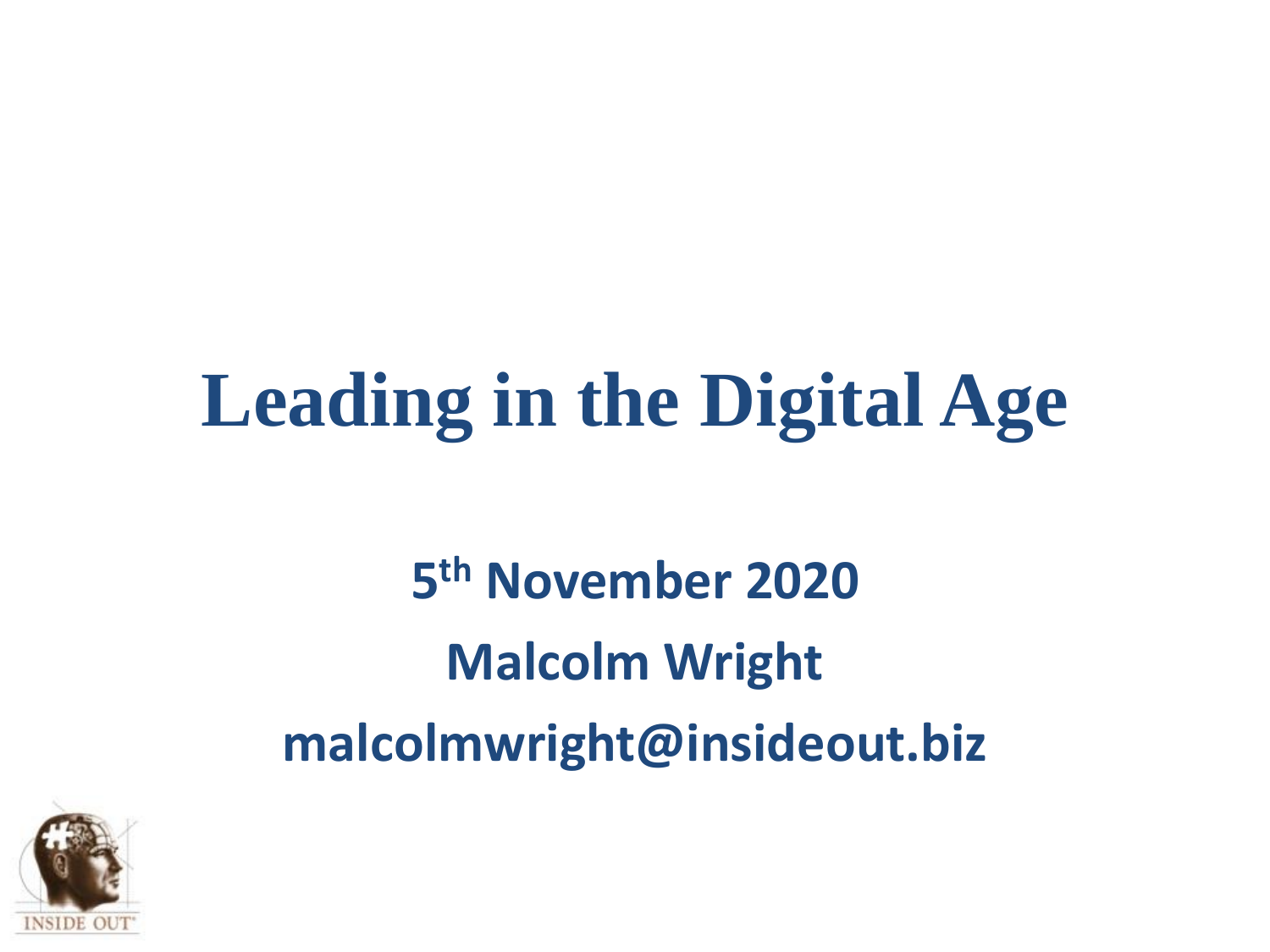# Leading in the Digital Age

**5th November 2020**

**Malcolm Wright**

**malcolmwright@insideout.biz**

INSIDE OUT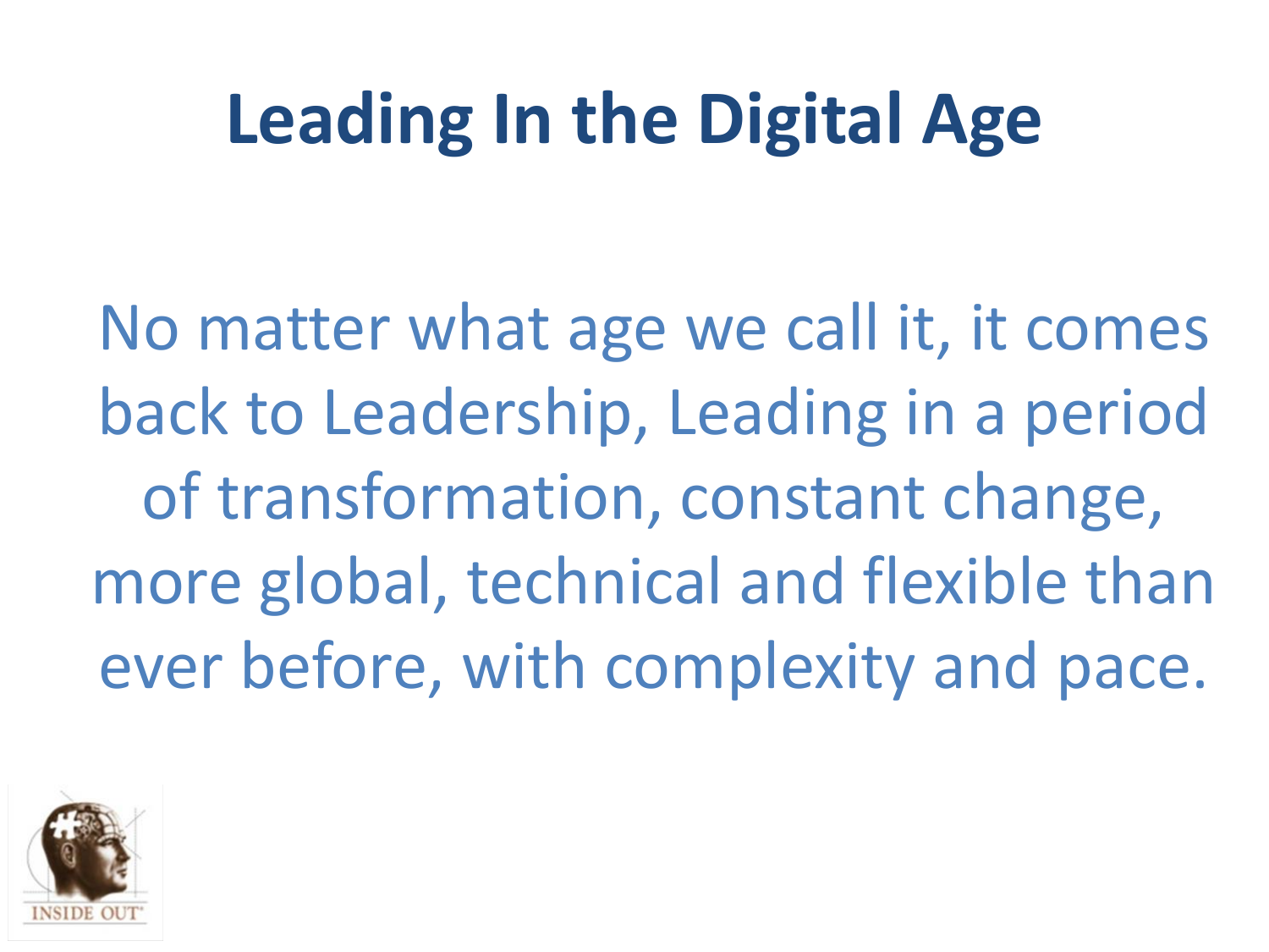# Leading In the Digital Age

No matter what age we call it, it comes back to Leadership, Leading in a period of transformation, constant change, more global, technical and flexible than ever before, with complexity and pace.

INSIDE OUT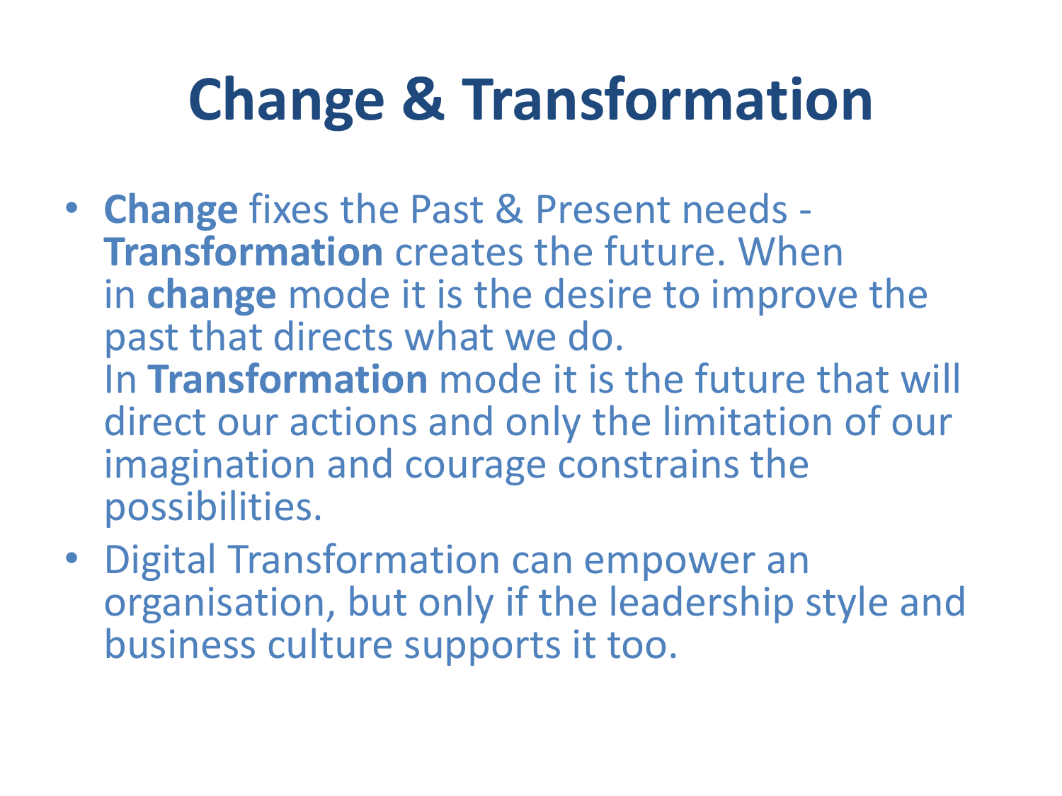# Change & Transformation

- **Change** fixes the Past & Present needs - **Transformation** creates the future. When in **change** mode it is the desire to improve the past that directs what we do.
  In **Transformation** mode it is the future that will direct our actions and only the limitation of our imagination and courage constrains the possibilities.
- Digital Transformation can empower an organisation, but only if the leadership style and business culture supports it too.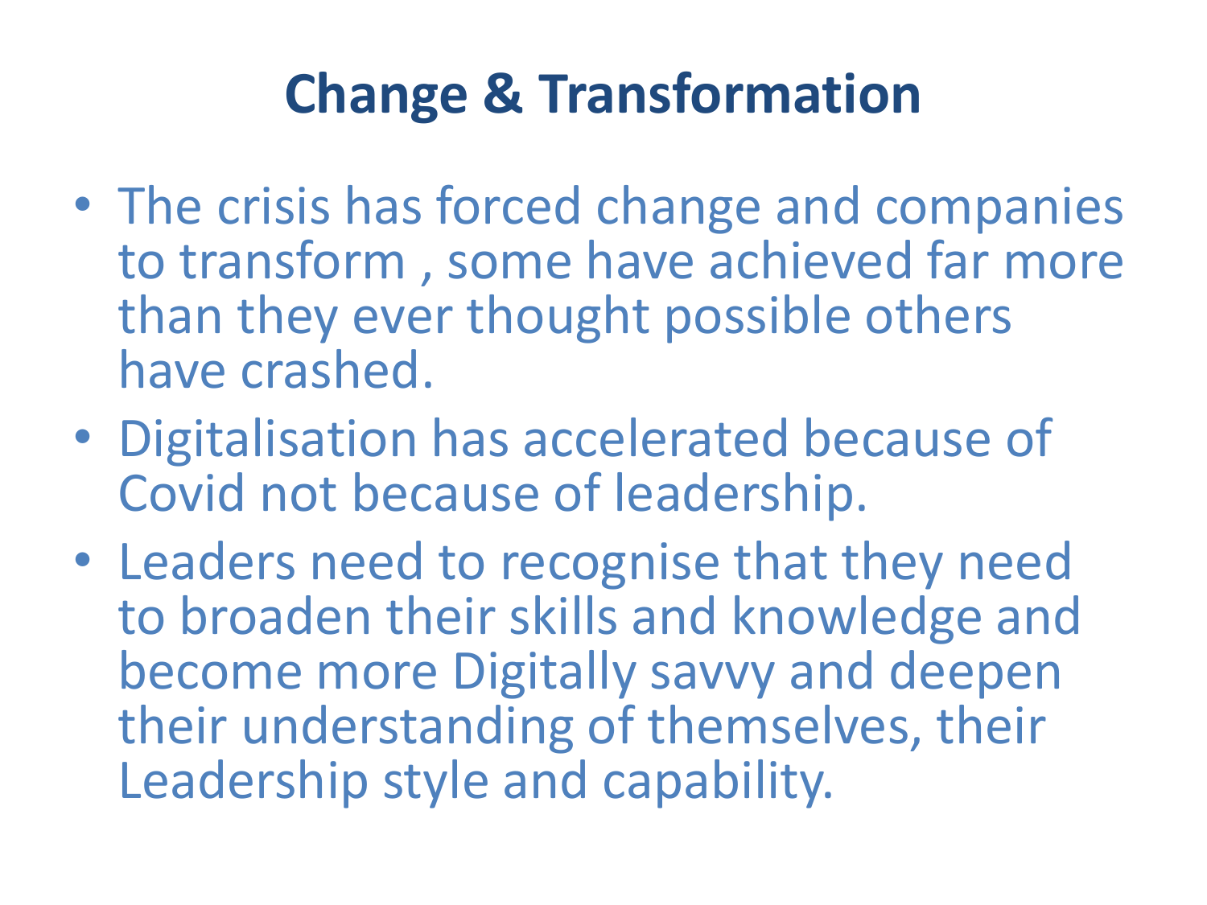# Change & Transformation

- The crisis has forced change and companies to transform , some have achieved far more than they ever thought possible others have crashed.
- Digitalisation has accelerated because of Covid not because of leadership.
- Leaders need to recognise that they need to broaden their skills and knowledge and become more Digitally savvy and deepen their understanding of themselves, their Leadership style and capability.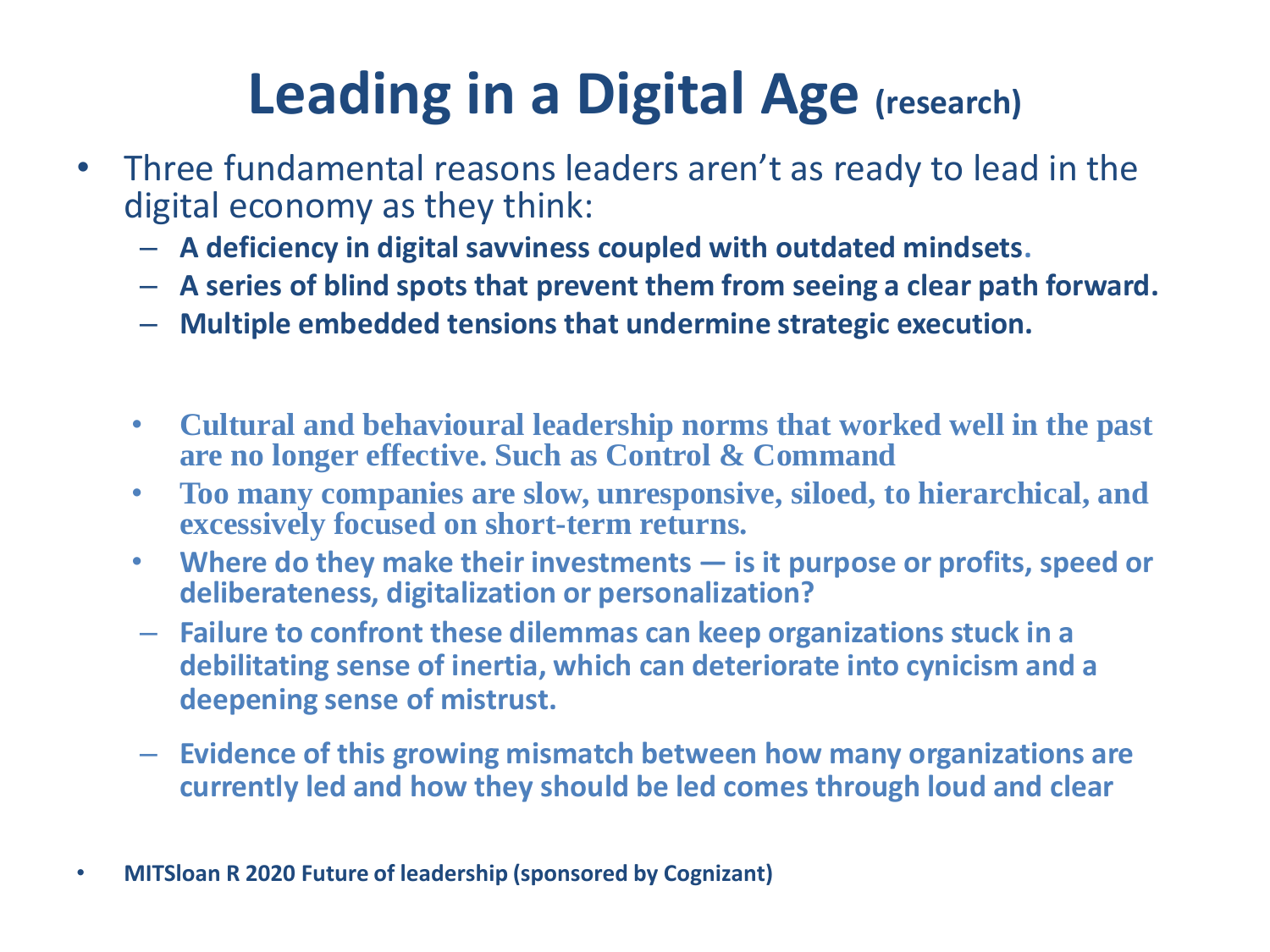# Leading in a Digital Age (research)

- Three fundamental reasons leaders aren’t as ready to lead in the digital economy as they think:
  - **A deficiency in digital savviness coupled with outdated mindsets.**
  - **A series of blind spots that prevent them from seeing a clear path forward.**
  - **Multiple embedded tensions that undermine strategic execution.**

  - **Cultural and behavioural leadership norms that worked well in the past are no longer effective. Such as Control & Command**
  - **Too many companies are slow, unresponsive, siloed, to hierarchical, and excessively focused on short-term returns.**
  - **Where do they make their investments — is it purpose or profits, speed or deliberateness, digitalization or personalization?**
  - **Failure to confront these dilemmas can keep organizations stuck in a debilitating sense of inertia, which can deteriorate into cynicism and a deepening sense of mistrust.**
  - **Evidence of this growing mismatch between how many organizations are currently led and how they should be led comes through loud and clear**

- **MITSloan R 2020 Future of leadership (sponsored by Cognizant)**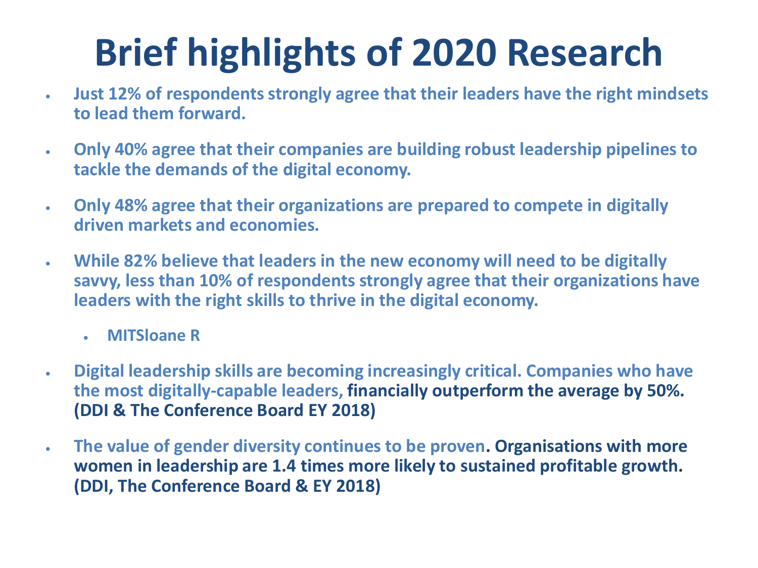# Brief highlights of 2020 Research

- **Just 12% of respondents strongly agree that their leaders have the right mindsets to lead them forward.**
- **Only 40% agree that their companies are building robust leadership pipelines to tackle the demands of the digital economy.**
- **Only 48% agree that their organizations are prepared to compete in digitally driven markets and economies.**
- **While 82% believe that leaders in the new economy will need to be digitally savvy, less than 10% of respondents strongly agree that their organizations have leaders with the right skills to thrive in the digital economy.**
  - **MITSloane R**
- **Digital leadership skills are becoming increasingly critical. Companies who have the most digitally-capable leaders, financially outperform the average by 50%. (DDI & The Conference Board EY 2018)**
- **The value of gender diversity continues to be proven. Organisations with more women in leadership are 1.4 times more likely to sustained profitable growth. (DDI, The Conference Board & EY 2018)**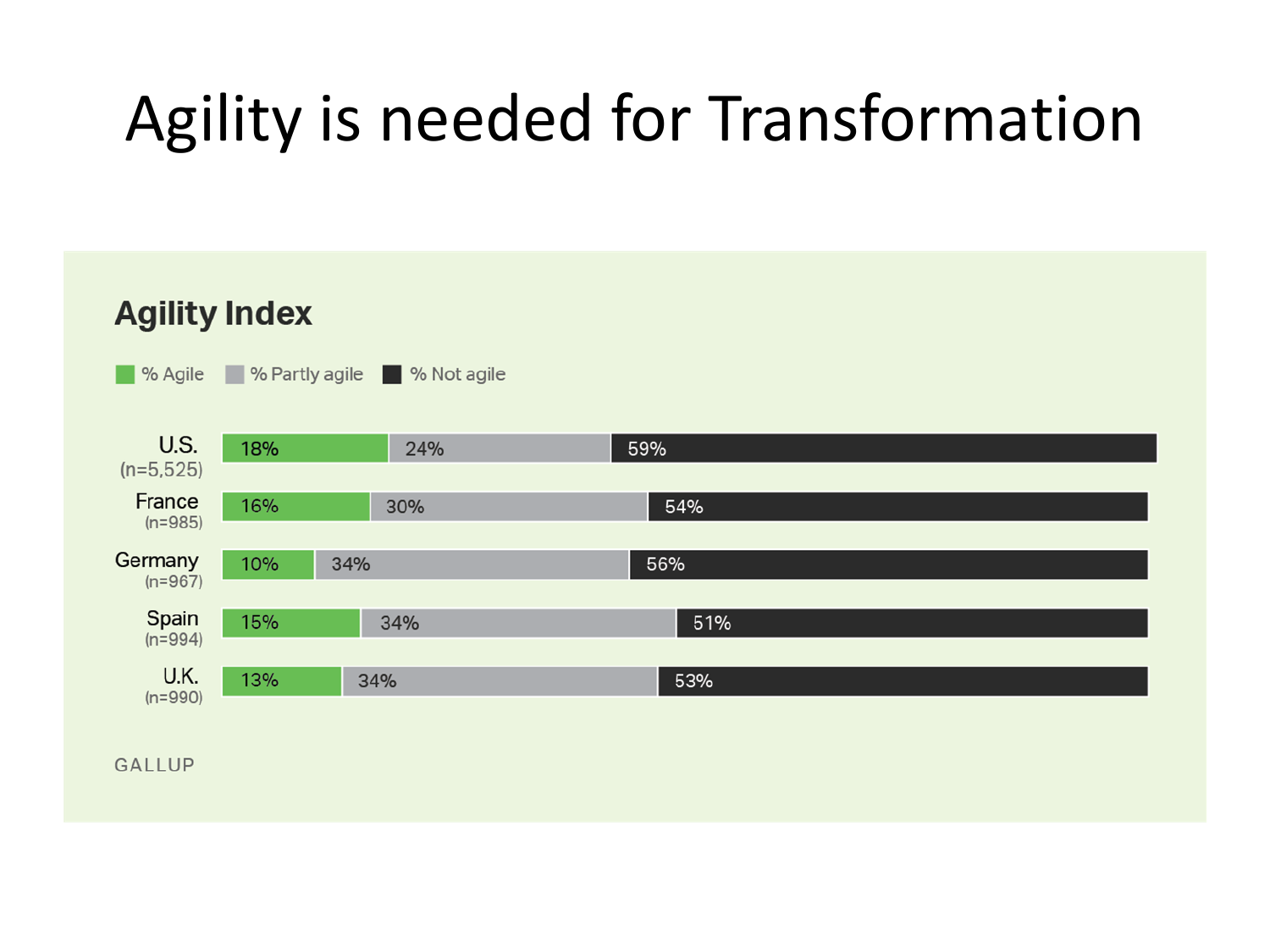# Agility is needed for Transformation

## Agility Index

% Agile % Partly agile % Not agile

U.S. (n=5,525) 18% 24% 59%

France (n=985) 16% 30% 54%

Germany (n=967) 10% 34% 56%

Spain (n=994) 15% 34% 51%

U.K. (n=990) 13% 34% 53%

GALLUP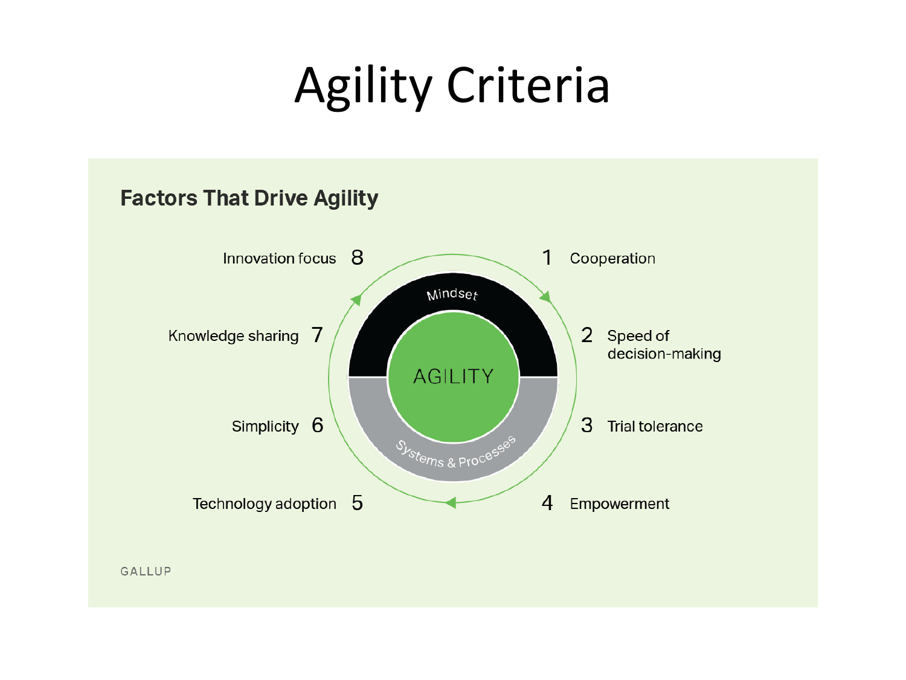# Agility Criteria

**Factors That Drive Agility**

1 Cooperation

2 Speed of decision-making

3 Trial tolerance

4 Empowerment

5 Technology adoption

6 Simplicity

7 Knowledge sharing

8 Innovation focus

Mindset

AGILITY

Systems & Processes

GALLUP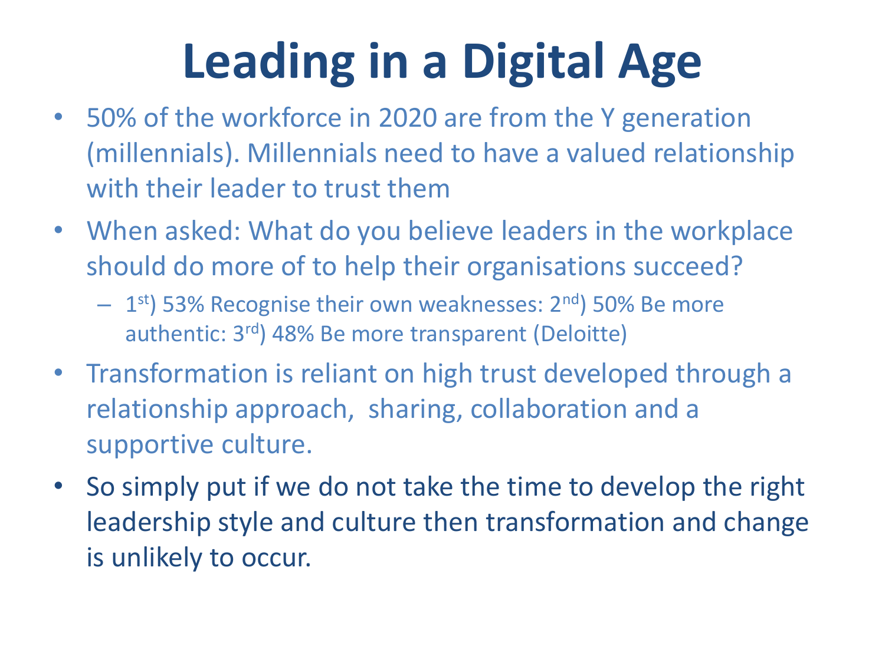# Leading in a Digital Age

- 50% of the workforce in 2020 are from the Y generation (millennials). Millennials need to have a valued relationship with their leader to trust them
- When asked: What do you believe leaders in the workplace should do more of to help their organisations succeed?
  - 1st) 53% Recognise their own weaknesses: 2nd) 50% Be more authentic: 3rd) 48% Be more transparent (Deloitte)
- Transformation is reliant on high trust developed through a relationship approach, sharing, collaboration and a supportive culture.
- So simply put if we do not take the time to develop the right leadership style and culture then transformation and change is unlikely to occur.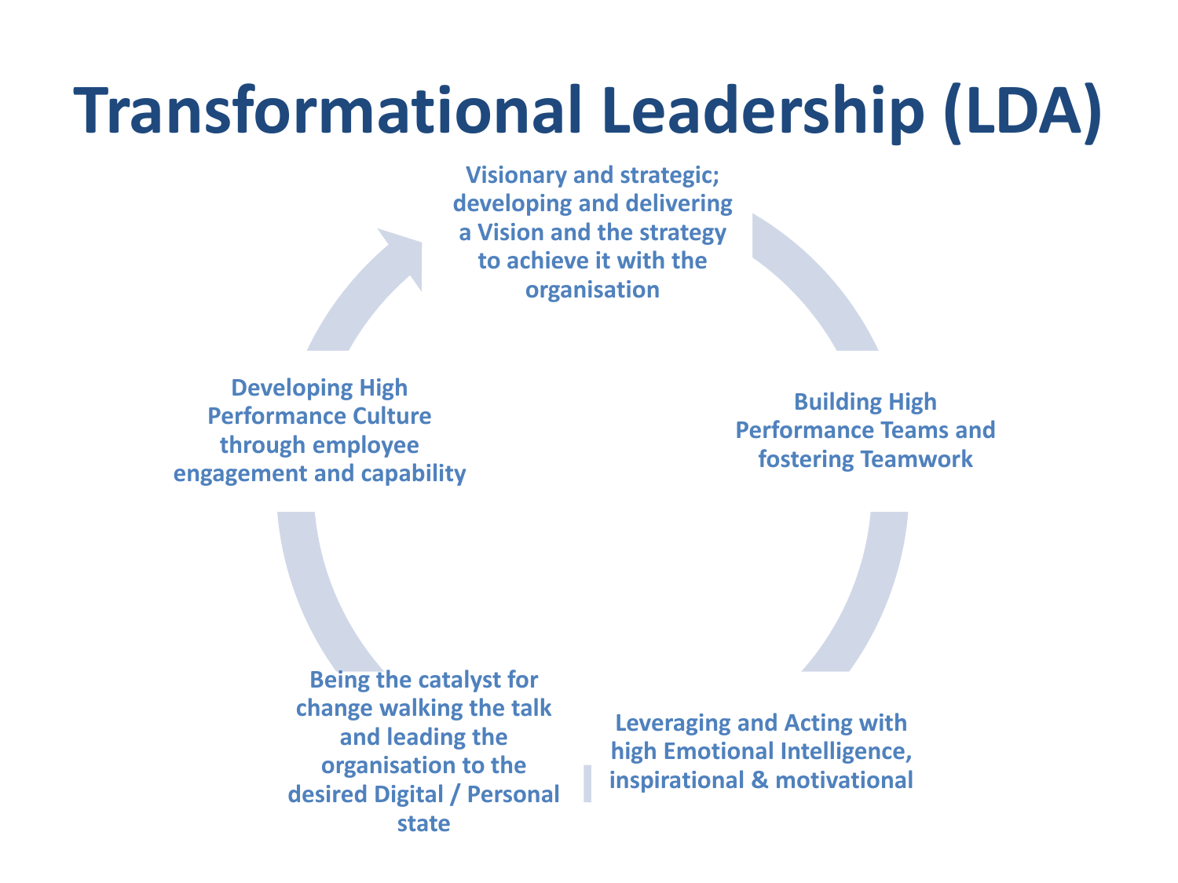# Transformational Leadership (LDA)

Visionary and strategic; developing and delivering a Vision and the strategy to achieve it with the organisation

Building High Performance Teams and fostering Teamwork

Leveraging and Acting with high Emotional Intelligence, inspirational & motivational

Being the catalyst for change walking the talk and leading the organisation to the desired Digital / Personal state

Developing High Performance Culture through employee engagement and capability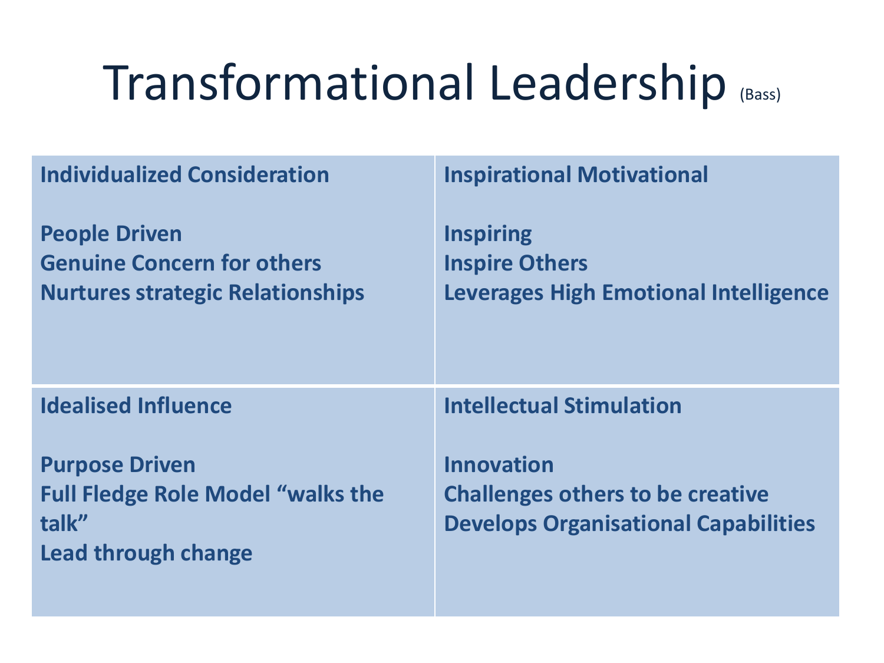# Transformational Leadership (Bass)

| | |
|---|---|
| **Individualized Consideration**<br><br>**People Driven**<br>**Genuine Concern for others**<br>**Nurtures strategic Relationships** | **Inspirational Motivational**<br><br>**Inspiring**<br>**Inspire Others**<br>**Leverages High Emotional Intelligence** |
| **Idealised Influence**<br><br>**Purpose Driven**<br>**Full Fledge Role Model "walks the talk"**<br>**Lead through change** | **Intellectual Stimulation**<br><br>**Innovation**<br>**Challenges others to be creative**<br>**Develops Organisational Capabilities** |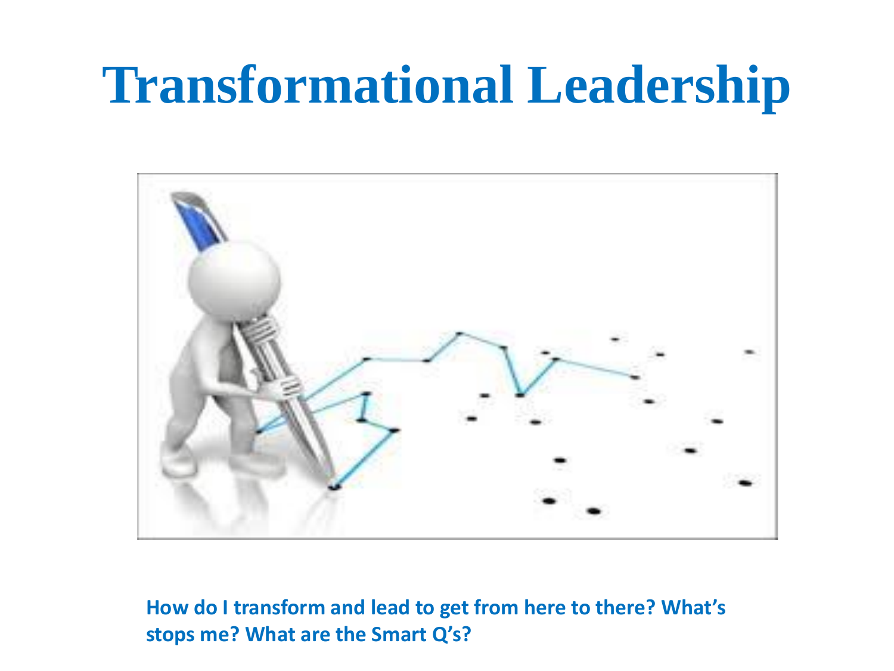# Transformational Leadership

**How do I transform and lead to get from here to there? What's stops me? What are the Smart Q's?**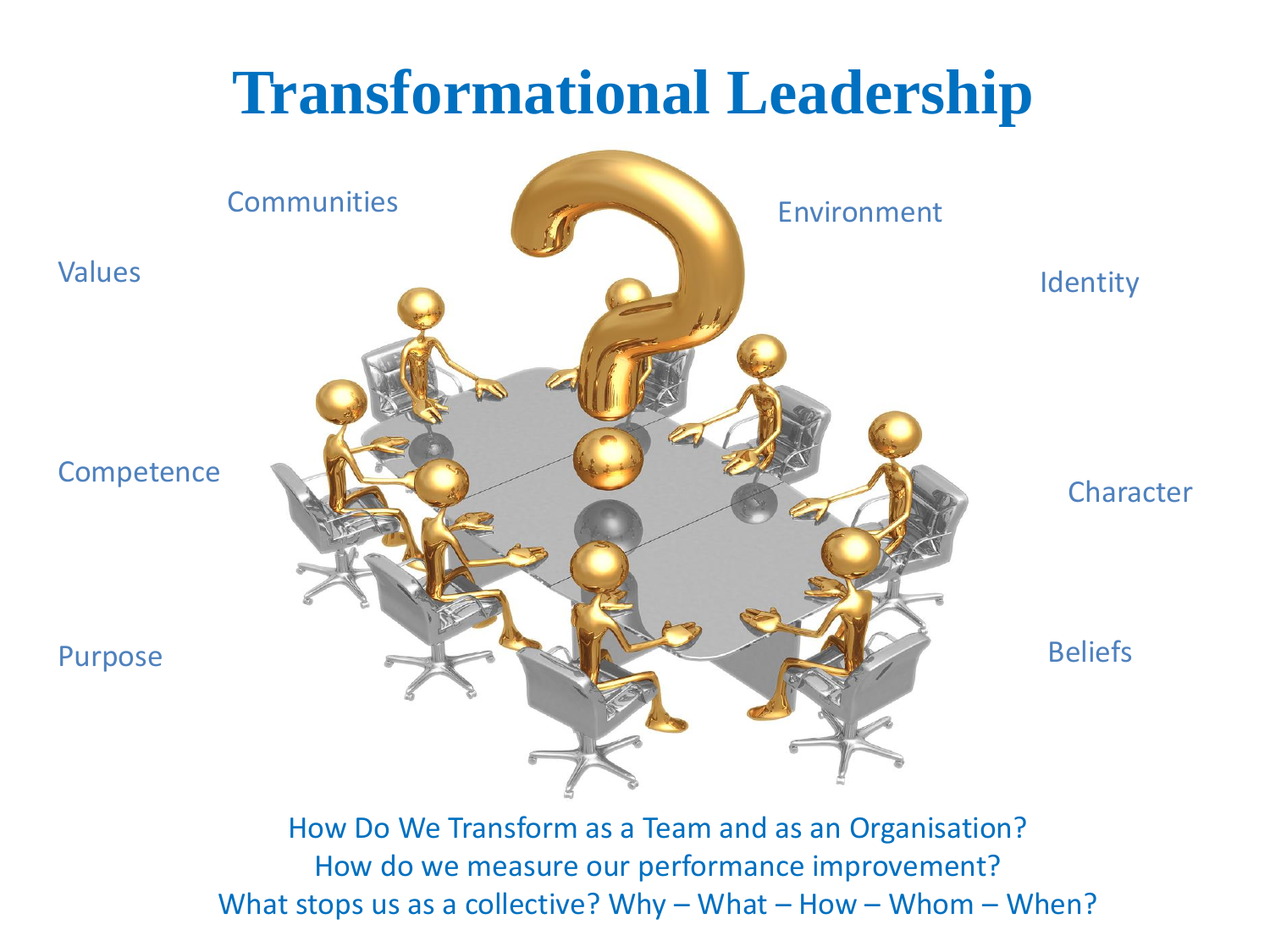# Transformational Leadership

Communities

Environment

Values

Identity

Competence

Character

Purpose

Beliefs

How Do We Transform as a Team and as an Organisation?

How do we measure our performance improvement?

What stops us as a collective? Why – What – How – Whom – When?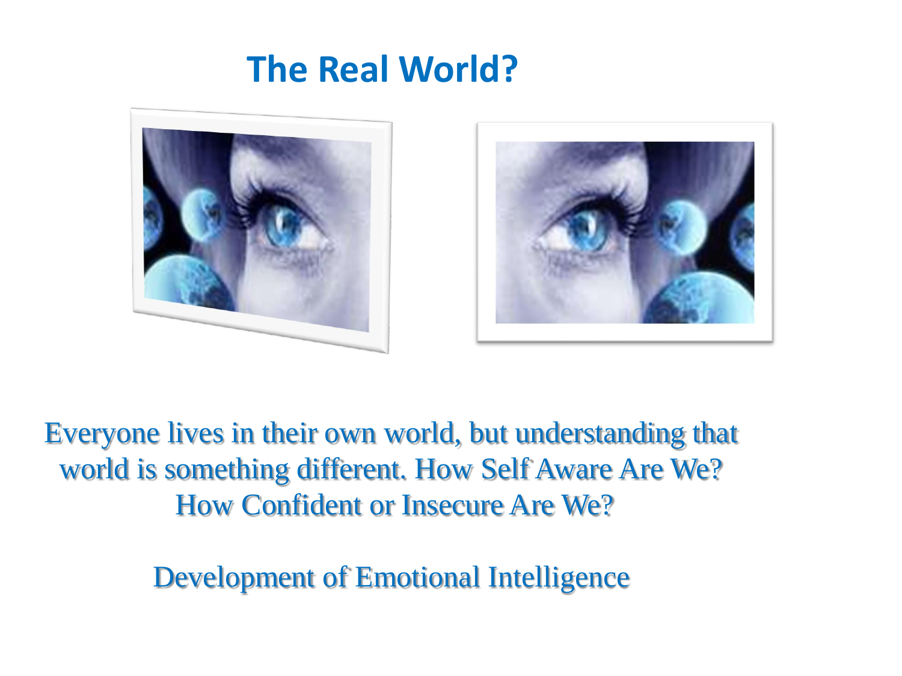# The Real World?

Everyone lives in their own world, but understanding that world is something different. How Self Aware Are We? How Confident or Insecure Are We?

Development of Emotional Intelligence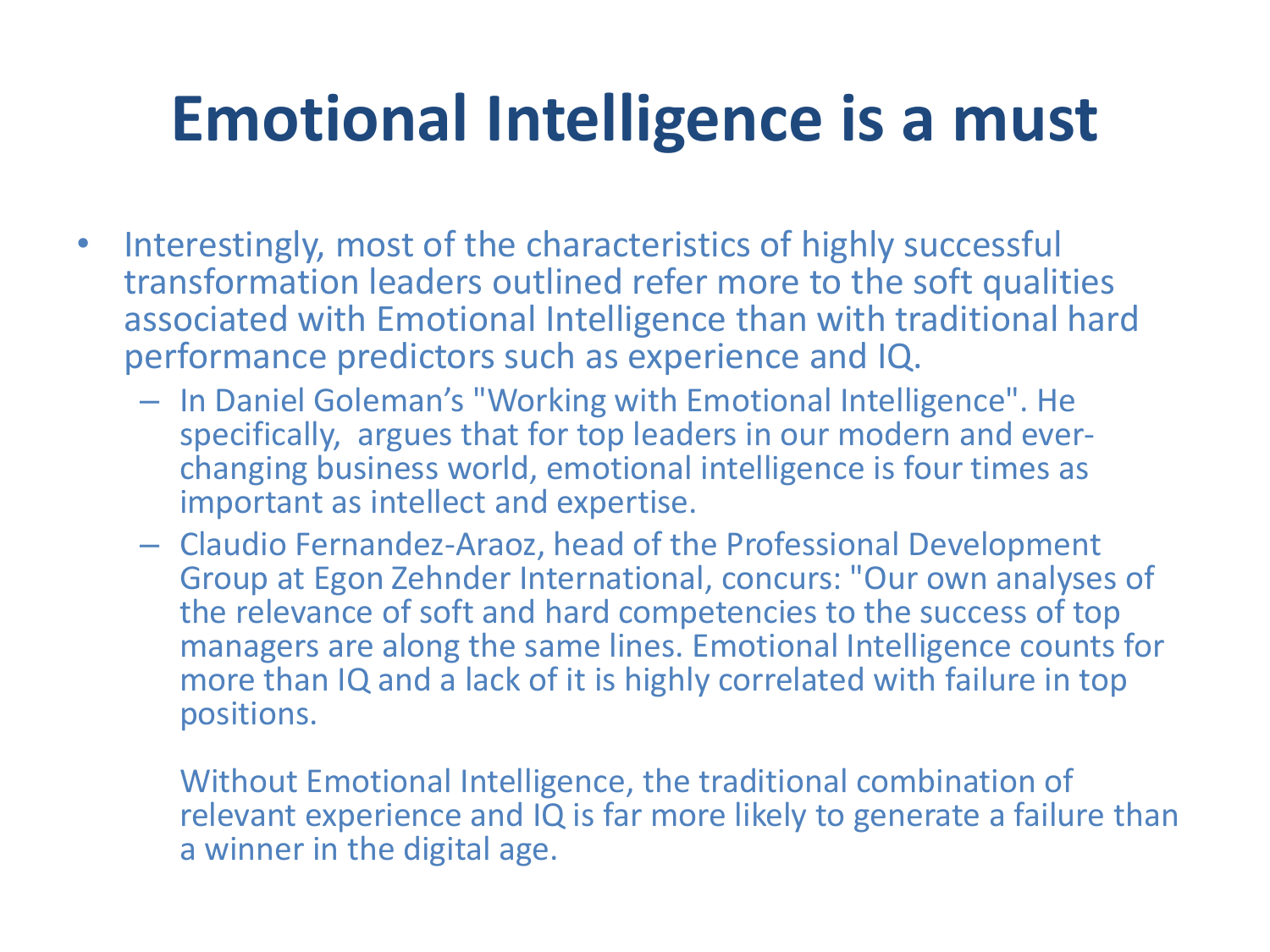# Emotional Intelligence is a must

- Interestingly, most of the characteristics of highly successful transformation leaders outlined refer more to the soft qualities associated with Emotional Intelligence than with traditional hard performance predictors such as experience and IQ.
  - In Daniel Goleman's "Working with Emotional Intelligence". He specifically, argues that for top leaders in our modern and ever-changing business world, emotional intelligence is four times as important as intellect and expertise.
  - Claudio Fernandez-Araoz, head of the Professional Development Group at Egon Zehnder International, concurs: "Our own analyses of the relevance of soft and hard competencies to the success of top managers are along the same lines. Emotional Intelligence counts for more than IQ and a lack of it is highly correlated with failure in top positions.

    Without Emotional Intelligence, the traditional combination of relevant experience and IQ is far more likely to generate a failure than a winner in the digital age.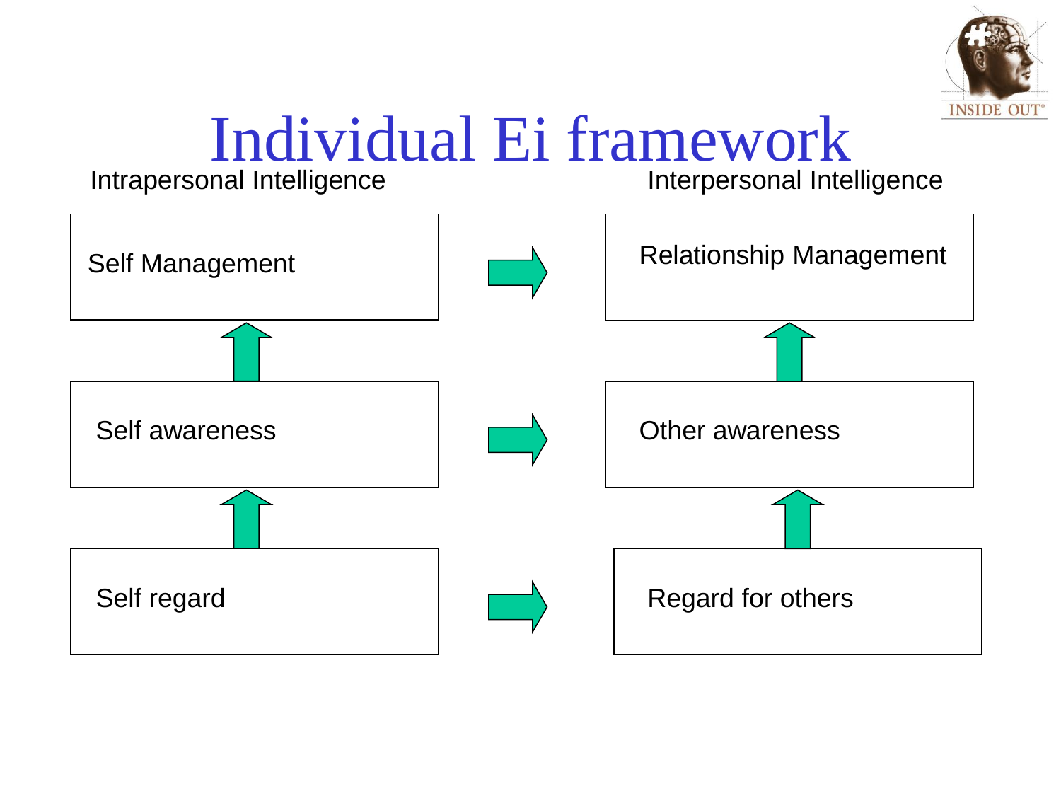# Individual Ei framework

Intrapersonal Intelligence

Interpersonal Intelligence

Self Management

Relationship Management

Self awareness

Other awareness

Self regard

Regard for others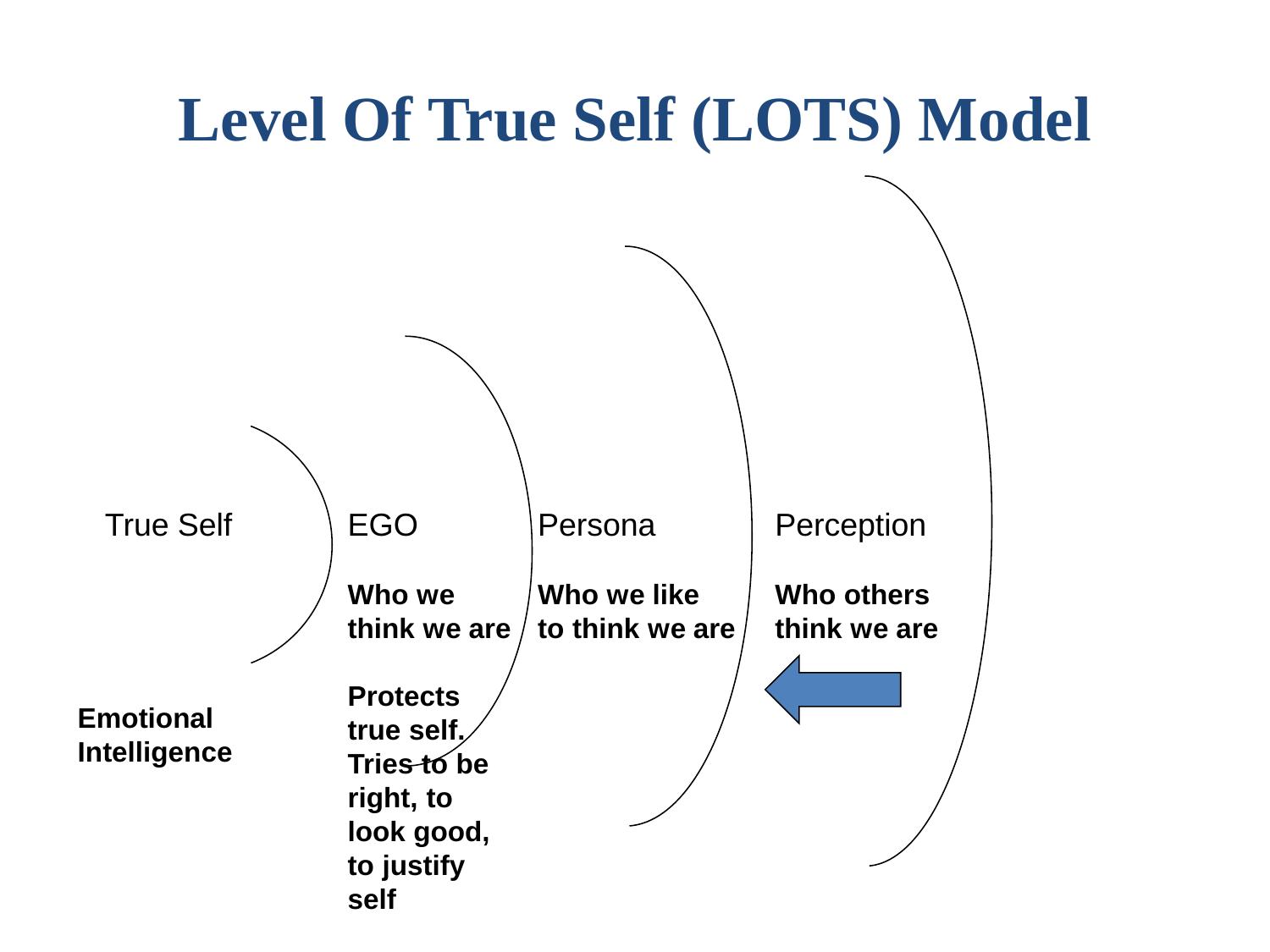# Level Of True Self (LOTS) Model

True Self

**Emotional Intelligence**

EGO

**Who we think we are**

**Protects true self. Tries to be right, to look good, to justify self**

Persona

**Who we like to think we are**

Perception

**Who others think we are**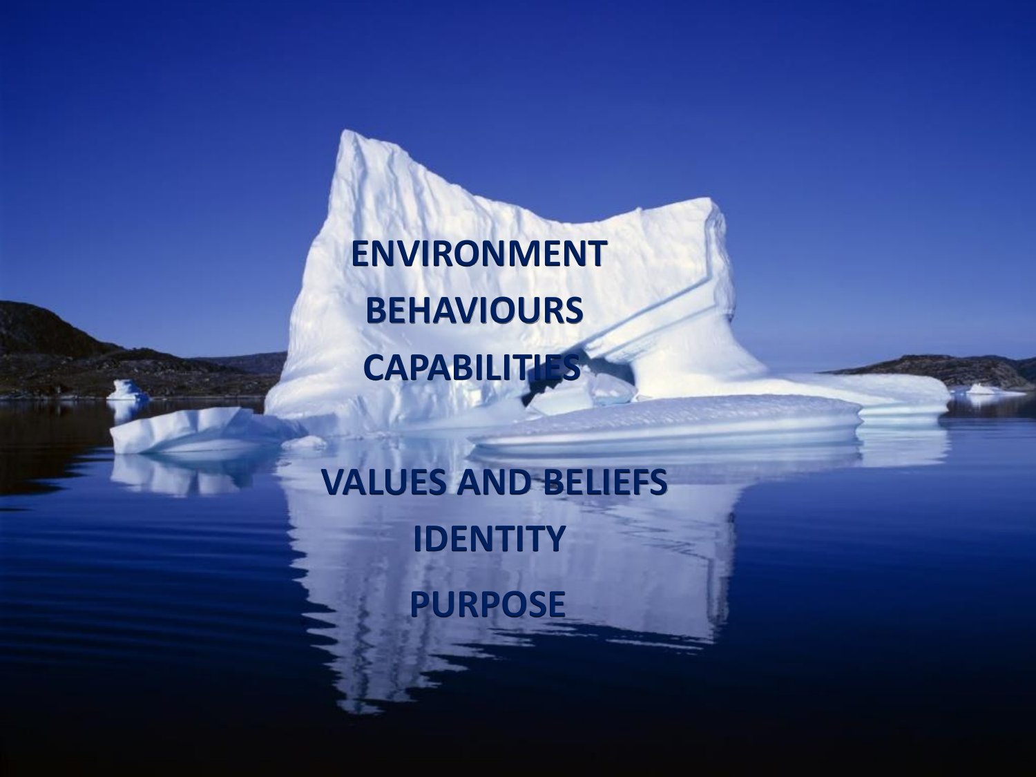ENVIRONMENT

BEHAVIOURS

CAPABILITIES

VALUES AND BELIEFS

IDENTITY

PURPOSE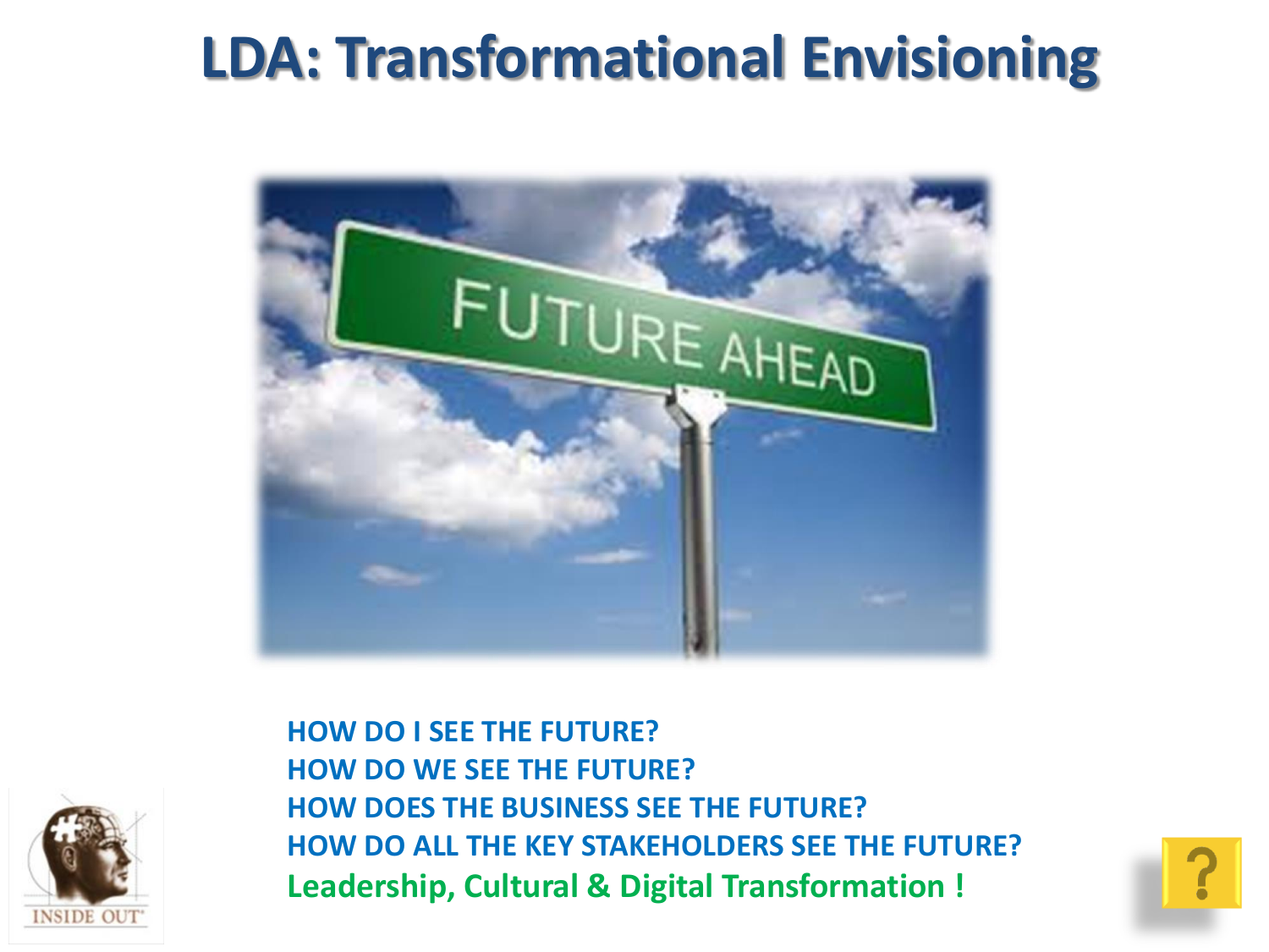# LDA: Transformational Envisioning

HOW DO I SEE THE FUTURE?
HOW DO WE SEE THE FUTURE?
HOW DOES THE BUSINESS SEE THE FUTURE?
HOW DO ALL THE KEY STAKEHOLDERS SEE THE FUTURE?
**Leadership, Cultural & Digital Transformation !**